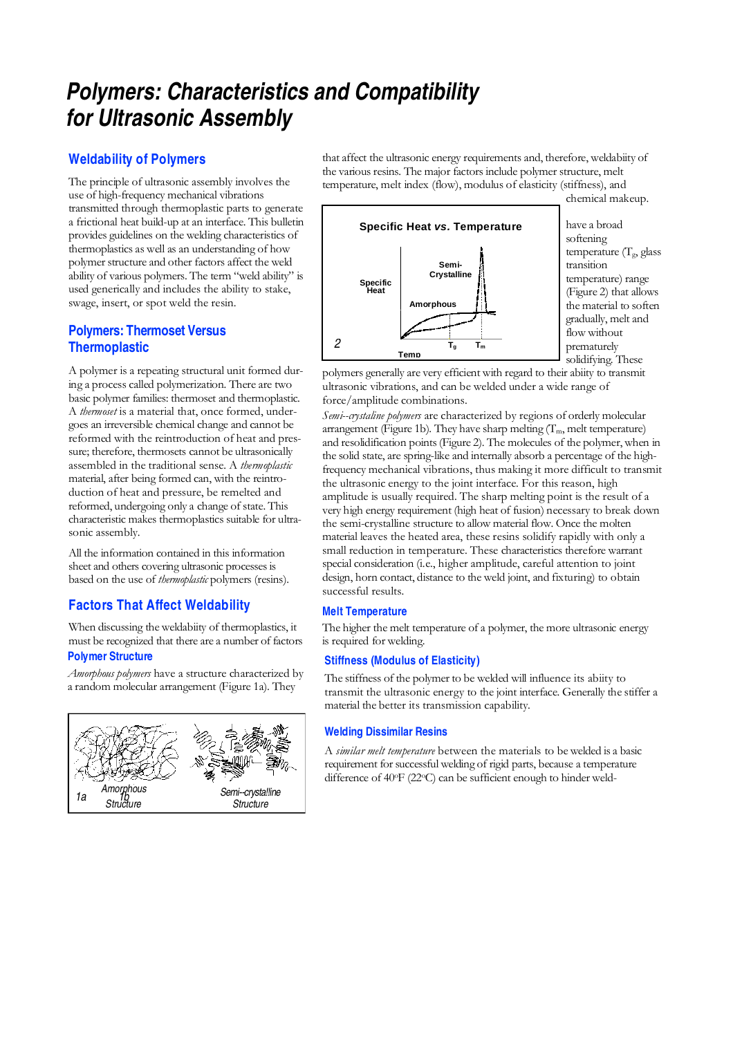# Polymers: Characteristics and Compatibility for Ultrasonic Assembly

## Weldability of Polymers

The principle of ultrasonic assembly involves the use of high-frequency mechanical vibrations transmitted through thermoplastic parts to generate a frictional heat build-up at an interface. This bulletin provides guidelines on the welding characteristics of thermoplastics as well as an understanding of how polymer structure and other factors affect the weld ability of various polymers. The term "weld ability" is used generically and includes the ability to stake, swage, insert, or spot weld the resin.

## Polymers: Thermoset Versus Thermoplastic

A polymer is a repeating structural unit formed during a process called polymerization. There are two basic polymer families: thermoset and thermoplastic. A *thermoset* is a material that, once formed, undergoes an irreversible chemical change and cannot be reformed with the reintroduction of heat and pressure; therefore, thermosets cannot be ultrasonically assembled in the traditional sense. A *thermoplastic* material, after being formed can, with the reintroduction of heat and pressure, be remelted and reformed, undergoing only a change of state. This characteristic makes thermoplastics suitable for ultrasonic assembly.

All the information contained in this information sheet and others covering ultrasonic processes is based on the use of *thermoplastic* polymers (resins).

## Factors That Affect Weldability

When discussing the weldabiity of thermoplastics, it must be recognized that there are a number of factors that affect the ultrasonic energy requirements and, therefore, weldabiity of the various resins. The major factors include polymer structure, melt temperature, melt index (flow), modulus of elasticity (stiffness), and chemical makeup.

### Polymer Structure

*Amorphous polymers* have a structure characterized by a random molecular arrangement (Figure 1a). They have a broad softening temperature ($T_g$, glass transition temperature) range (Figure 2) that allows the material to soften gradually, melt and flow without prematurely solidifying. These polymers generally are very efficient with regard to their abiity to transmit ultrasonic vibrations, and can be welded under a wide range of force/amplitude combinations.

1a Amorphous Structure — 1b Semi-crystalline Structure

2 Specific Heat *vs.* Temperature (Specific Heat vs. Temp; Amorphous, Semi-Crystalline; $T_g$, $T_m$)

*Semi-crystaline polymers* are characterized by regions of orderly molecular arrangement (Figure 1b). They have sharp melting ($T_m$, melt temperature) and resolidification points (Figure 2). The molecules of the polymer, when in the solid state, are spring-like and internally absorb a percentage of the high-frequency mechanical vibrations, thus making it more difficult to transmit the ultrasonic energy to the joint interface. For this reason, high amplitude is usually required. The sharp melting point is the result of a very high energy requirement (high heat of fusion) necessary to break down the semi-crystalline structure to allow material flow. Once the molten material leaves the heated area, these resins solidify rapidly with only a small reduction in temperature. These characteristics therefore warrant special consideration (i.e., higher amplitude, careful attention to joint design, horn contact, distance to the weld joint, and fixturing) to obtain successful results.

### Melt Temperature

The higher the melt temperature of a polymer, the more ultrasonic energy is required for welding.

### Stiffness (Modulus of Elasticity)

The stiffness of the polymer to be welded will influence its abiity to transmit the ultrasonic energy to the joint interface. Generally the stiffer a material the better its transmission capability.

### Welding Dissimilar Resins

A *similar melt temperature* between the materials to be welded is a basic requirement for successful welding of rigid parts, because a temperature difference of 40°F (22°C) can be sufficient enough to hinder weld-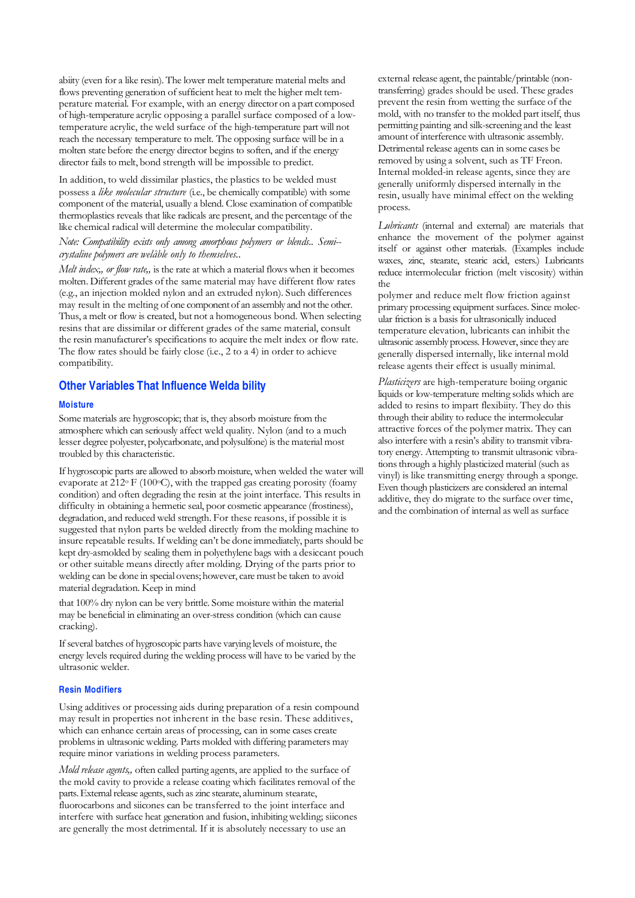abiity (even for a like resin). The lower melt temperature material melts and flows preventing generation of sufficient heat to melt the higher melt temperature material. For example, with an energy director on a part composed of high-temperature acrylic opposing a parallel surface composed of a low-temperature acrylic, the weld surface of the high-temperature part will not reach the necessary temperature to melt. The opposing surface will be in a molten state before the energy director begins to soften, and if the energy director fails to melt, bond strength will be impossible to predict.

In addition, to weld dissimilar plastics, the plastics to be welded must possess a *like molecular structure* (i.e., be chemically compatible) with some component of the material, usually a blend. Close examination of compatible thermoplastics reveals that like radicals are present, and the percentage of the like chemical radical will determine the molecular compatibility.

*Note: Compatibility exists only among amorphous polymers or blends.. Semi--crystaline polymers are welable only to themselves..*

*Melt index,, or flow rate,* is the rate at which a material flows when it becomes molten. Different grades of the same material may have different flow rates (e.g., an injection molded nylon and an extruded nylon). Such differences may result in the melting of one component of an assembly and not the other. Thus, a melt or flow is created, but not a homogeneous bond. When selecting resins that are dissimilar or different grades of the same material, consult the resin manufacturer's specifications to acquire the melt index or flow rate. The flow rates should be fairly close (i.e., 2 to a 4) in order to achieve compatibility.

## Other Variables That Influence Welda bility

### Moisture

Some materials are hygroscopic; that is, they absorb moisture from the atmosphere which can seriously affect weld quality. Nylon (and to a much lesser degree polyester, polycarbonate, and polysulfone) is the material most troubled by this characteristic.

If hygroscopic parts are allowed to absorb moisture, when welded the water will evaporate at 212° F (100°C), with the trapped gas creating porosity (foamy condition) and often degrading the resin at the joint interface. This results in difficulty in obtaining a hermetic seal, poor cosmetic appearance (frostiness), degradation, and reduced weld strength. For these reasons, if possible it is suggested that nylon parts be welded directly from the molding machine to insure repeatable results. If welding can't be done immediately, parts should be kept dry-asmolded by sealing them in polyethylene bags with a desiccant pouch or other suitable means directly after molding. Drying of the parts prior to welding can be done in special ovens; however, care must be taken to avoid material degradation. Keep in mind that 100% dry nylon can be very brittle. Some moisture within the material may be beneficial in eliminating an over-stress condition (which can cause cracking).

If several batches of hygroscopic parts have varying levels of moisture, the energy levels required during the welding process will have to be varied by the ultrasonic welder.

### Resin Modifiers

Using additives or processing aids during preparation of a resin compound may result in properties not inherent in the base resin. These additives, which can enhance certain areas of processing, can in some cases create problems in ultrasonic welding. Parts molded with differing parameters may require minor variations in welding process parameters.

*Mold release agents,,* often called parting agents, are applied to the surface of the mold cavity to provide a release coating which facilitates removal of the parts. External release agents, such as zinc stearate, aluminum stearate, fluorocarbons and siicones can be transferred to the joint interface and interfere with surface heat generation and fusion, inhibiting welding; siicones are generally the most detrimental. If it is absolutely necessary to use an external release agent, the paintable/printable (non-transferring) grades should be used. These grades prevent the resin from wetting the surface of the mold, with no transfer to the molded part itself, thus permitting painting and silk-screening and the least amount of interference with ultrasonic assembly. Detrimental release agents can in some cases be removed by using a solvent, such as TF Freon. Internal molded-in release agents, since they are generally uniformly dispersed internally in the resin, usually have minimal effect on the welding process.

*Lubricants* (internal and external) are materials that enhance the movement of the polymer against itself or against other materials. (Examples include waxes, zinc, stearate, stearic acid, esters.) Lubricants reduce intermolecular friction (melt viscosity) within the polymer and reduce melt flow friction against primary processing equipment surfaces. Since molecular friction is a basis for ultrasonically induced temperature elevation, lubricants can inhibit the ultrasonic assembly process. However, since they are generally dispersed internally, like internal mold release agents their effect is usually minimal.

*Plasticizers* are high-temperature boiing organic liquids or low-temperature melting solids which are added to resins to impart flexibiity. They do this through their ability to reduce the intermolecular attractive forces of the polymer matrix. They can also interfere with a resin's ability to transmit vibratory energy. Attempting to transmit ultrasonic vibrations through a highly plasticized material (such as vinyl) is like transmitting energy through a sponge. Even though plasticizers are considered an internal additive, they do migrate to the surface over time, and the combination of internal as well as surface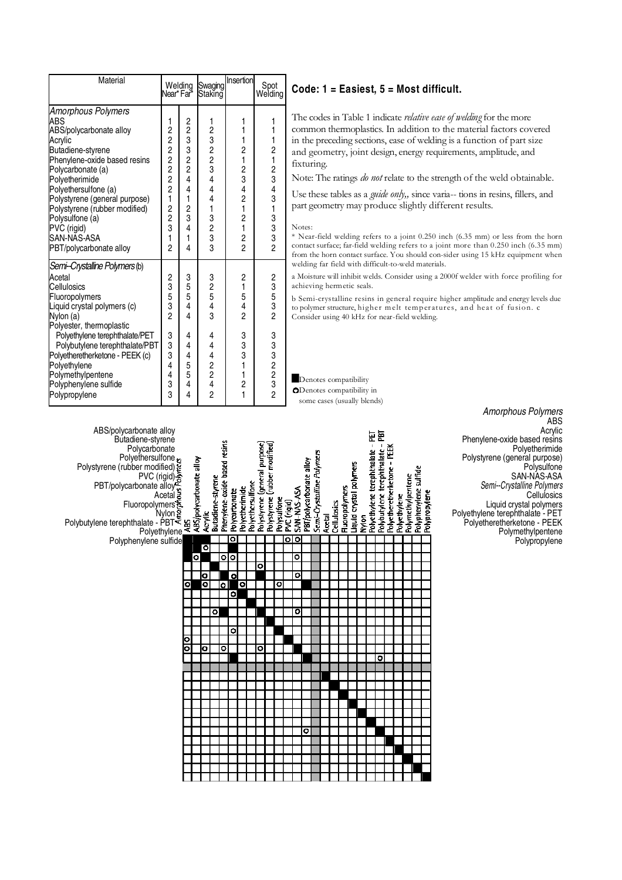| Material | Welding Near* | Welding Far* | Swaging Staking | Insertion | Spot Welding |
|---|---|---|---|---|---|
| ***Amorphous Polymers*** | | | | | |
| ABS | 1 | 2 | 1 | 1 | 1 |
| ABS/polycarbonate alloy | 2 | 2 | 2 | 1 | 1 |
| Acrylic | 2 | 3 | 3 | 1 | 1 |
| Butadiene-styrene | 2 | 3 | 2 | 2 | 2 |
| Phenylene-oxide based resins | 2 | 2 | 2 | 1 | 1 |
| Polycarbonate (a) | 2 | 2 | 3 | 2 | 2 |
| Polyetherimide | 2 | 4 | 4 | 3 | 3 |
| Polyethersulfone (a) | 2 | 4 | 4 | 4 | 4 |
| Polystyrene (general purpose) | 1 | 1 | 4 | 2 | 3 |
| Polystyrene (rubber modified) | 2 | 2 | 1 | 1 | 1 |
| Polysulfone (a) | 2 | 3 | 3 | 2 | 3 |
| PVC (rigid) | 3 | 4 | 2 | 1 | 3 |
| SAN-NAS-ASA | 1 | 1 | 3 | 2 | 3 |
| PBT/polycarbonate alloy | 2 | 4 | 3 | 2 | 2 |
| ***Semi-Crystalline Polymers* (b)** | | | | | |
| Acetal | 2 | 3 | 3 | 2 | 2 |
| Cellulosics | 3 | 5 | 2 | 1 | 3 |
| Fluoropolymers | 5 | 5 | 5 | 5 | 5 |
| Liquid crystal polymers (c) | 3 | 4 | 4 | 4 | 3 |
| Nylon (a) | 2 | 4 | 3 | 2 | 2 |
| Polyester, thermoplastic | | | | | |
| Polyethylene terephthalate/PET | 3 | 4 | 4 | 3 | 3 |
| Polybutylene terephthalate/PBT | 3 | 4 | 4 | 3 | 3 |
| Polyetheretherketone - PEEK (c) | 3 | 4 | 4 | 3 | 3 |
| Polyethylene | 4 | 5 | 2 | 1 | 2 |
| Polymethylpentene | 4 | 5 | 2 | 1 | 2 |
| Polyphenylene sulfide | 3 | 4 | 4 | 2 | 3 |
| Polypropylene | 3 | 4 | 2 | 1 | 2 |

**Code: 1 = Easiest, 5 = Most difficult.**

The codes in Table 1 indicate *relative ease of welding* for the more common thermoplastics. In addition to the material factors covered in the preceding sections, ease of welding is a function of part size and geometry, joint design, energy requirements, amplitude, and fixturing.

Note: The ratings *do not* relate to the strength of the weld obtainable.

Use these tables as a *guide only*, since varia-- tions in resins, fillers, and part geometry may produce slightly different results.

Notes:

\* Near-field welding refers to a joint 0.250 inch (6.35 mm) or less from the horn contact surface; far-field welding refers to a joint more than 0.250 inch (6.35 mm) from the horn contact surface. You should con-sider using 15 kHz equipment when welding far field with difficult-to-weld materials.

a Moisture will inhibit welds. Consider using a 2000f welder with force profiling for achieving hermetic seals.

b Semi-crystalline resins in general require higher amplitude and energy levels due to polymer structure, higher melt temperatures, and heat of fusion. c Consider using 40 kHz for near-field welding.

■ Denotes compatibility
○ Denotes compatibility in some cases (usually blends)

| | ABS | ABS/polycarbonate alloy | Acrylic | Butadiene-styrene | Phenylene-oxide based resins | Polycarbonate | Polyetherimide | Polyethersulfone | Polystyrene (general purpose) | Polystyrene (rubber modified) | Polysulfone | PVC (rigid) | SAN-NAS-ASA | PBT/polycarbonate alloy | Acetal | Cellulosics | Fluoropolymers | Liquid crystal polymers | Nylon | Polyethylene terephthalate - PET | Polybutylene terephthalate - PBT | Polyetheretherketone - PEEK | Polyethylene | Polymethylpentene | Polyphenylene sulfide | Polypropylene |
|---|---|---|---|---|---|---|---|---|---|---|---|---|---|---|---|---|---|---|---|---|---|---|---|---|---|---|
| ***Amorphous Polymers*** | | | | | | | | | | | | | | | | | | | | | | | | | | |
| ABS | ■ | | | | | ○ | | | | | | ○ | ○ | | | | | | | | | | | | | |
| ABS/polycarbonate alloy | | ■ | ○ | | | ■ | | | | | | | | | | | | | | | | | | | | |
| Acrylic | | ○ | ■ | | ○ | ○ | | | | | | | ○ | | | | | | | | | | | | | |
| Butadiene-styrene | | | | ■ | | | | | ○ | | | | | | | | | | | | | | | | | |
| Phenylene-oxide based resins | | | ○ | | ■ | | | | ■ | | | | ○ | | | | | | | | | | | | | |
| Polycarbonate | ○ | ■ | ○ | | ○ | ■ | ○ | | | | ○ | | | ■ | | | | | | | | | | | | |
| Polyetherimide | | | | | | ○ | ■ | | | | | | | | | | | | | | | | | | | |
| Polyethersulfone | | | | | | | | ■ | | | | | | | | | | | | | | | | | | |
| Polystyrene (general purpose) | | | | ○ | ■ | | | | ■ | | | | ○ | | | | | | | | | | | | | |
| Polystyrene (rubber modified) | | | | | | | | | | ■ | | | | | | | | | | | | | | | | |
| Polysulfone | | | | | | ○ | | | | | ■ | | | | | | | | | | | | | | | |
| PVC (rigid) | ○ | | | | | | | | | | | ■ | | | | | | | | | | | | | | |
| SAN-NAS-ASA | ○ | | ○ | | ○ | | | | ○ | | | | ■ | | | | | | | | | | | | | |
| PBT/polycarbonate alloy | | | | | | ■ | | | | | | | | ■ | | | | | | | ○ | | | | | |
| ***Semi-Crystalline Polymers*** | | | | | | | | | | | | | | | | | | | | | | | | | | |
| Acetal | | | | | | | | | | | | | | | ■ | | | | | | | | | | | |
| Cellulosics | | | | | | | | | | | | | | | | ■ | | | | | | | | | | |
| Fluoropolymers | | | | | | | | | | | | | | | | | ■ | | | | | | | | | |
| Liquid crystal polymers | | | | | | | | | | | | | | | | | | ■ | | | | | | | | |
| Nylon | | | | | | | | | | | | | | | | | | | ■ | | | | | | | |
| Polyethylene terephthalate - PET | | | | | | | | | | | | | | | | | | | | ■ | | | | | | |
| Polybutylene terephthalate - PBT | | | | | | | | | | | | | | ○ | | | | | | | ■ | | | | | |
| Polyetheretherketone - PEEK | | | | | | | | | | | | | | | | | | | | | | ■ | | | | |
| Polyethylene | | | | | | | | | | | | | | | | | | | | | | | ■ | | | |
| Polymethylpentene | | | | | | | | | | | | | | | | | | | | | | | | ■ | | |
| Polyphenylene sulfide | | | | | | | | | | | | | | | | | | | | | | | | | ■ | |
| Polypropylene | | | | | | | | | | | | | | | | | | | | | | | | | | ■ |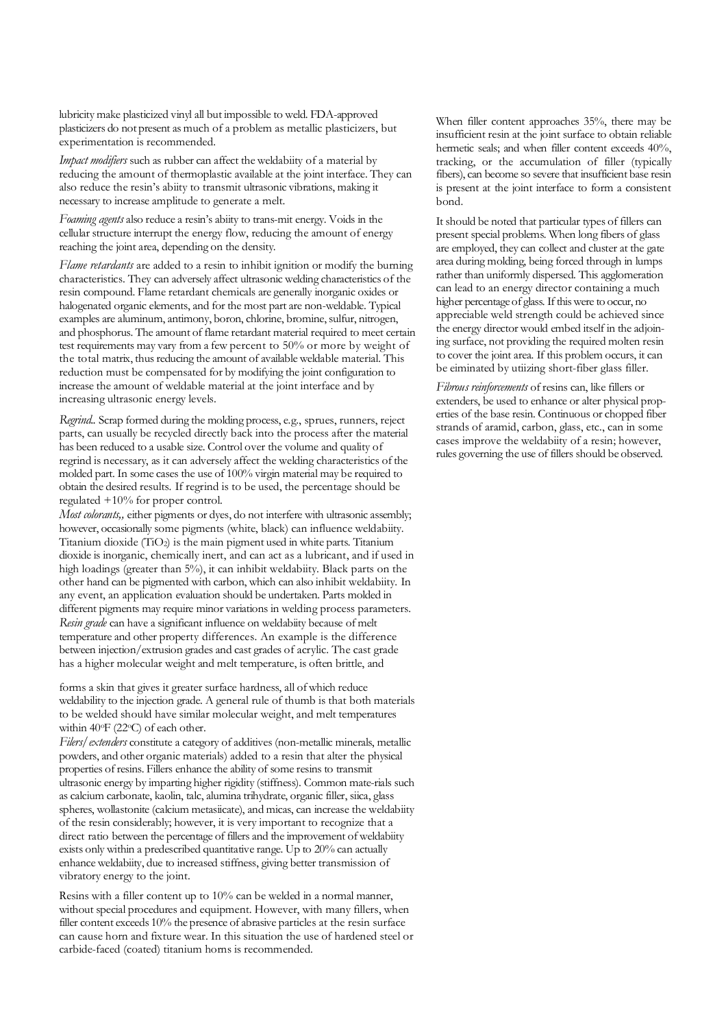lubricity make plasticized vinyl all but impossible to weld. FDA-approved plasticizers do not present as much of a problem as metallic plasticizers, but experimentation is recommended.

*Impact modifiers* such as rubber can affect the weldabiity of a material by reducing the amount of thermoplastic available at the joint interface. They can also reduce the resin's abiity to transmit ultrasonic vibrations, making it necessary to increase amplitude to generate a melt.

*Foaming agents* also reduce a resin's abiity to trans-mit energy. Voids in the cellular structure interrupt the energy flow, reducing the amount of energy reaching the joint area, depending on the density.

*Flame retardants* are added to a resin to inhibit ignition or modify the burning characteristics. They can adversely affect ultrasonic welding characteristics of the resin compound. Flame retardant chemicals are generally inorganic oxides or halogenated organic elements, and for the most part are non-weldable. Typical examples are aluminum, antimony, boron, chlorine, bromine, sulfur, nitrogen, and phosphorus. The amount of flame retardant material required to meet certain test requirements may vary from a few percent to 50% or more by weight of the total matrix, thus reducing the amount of available weldable material. This reduction must be compensated for by modifying the joint configuration to increase the amount of weldable material at the joint interface and by increasing ultrasonic energy levels.

*Regrind*. Scrap formed during the molding process, e.g., sprues, runners, reject parts, can usually be recycled directly back into the process after the material has been reduced to a usable size. Control over the volume and quality of regrind is necessary, as it can adversely affect the welding characteristics of the molded part. In some cases the use of 100% virgin material may be required to obtain the desired results. If regrind is to be used, the percentage should be regulated +10% for proper control.

*Most colorants*, either pigments or dyes, do not interfere with ultrasonic assembly; however, occasionally some pigments (white, black) can influence weldabiity. Titanium dioxide ($TiO_2$) is the main pigment used in white parts. Titanium dioxide is inorganic, chemically inert, and can act as a lubricant, and if used in high loadings (greater than 5%), it can inhibit weldabiity. Black parts on the other hand can be pigmented with carbon, which can also inhibit weldabiity. In any event, an application evaluation should be undertaken. Parts molded in different pigments may require minor variations in welding process parameters.

*Resin grade* can have a significant influence on weldabiity because of melt temperature and other property differences. An example is the difference between injection/extrusion grades and cast grades of acrylic. The cast grade has a higher molecular weight and melt temperature, is often brittle, and forms a skin that gives it greater surface hardness, all of which reduce weldability to the injection grade. A general rule of thumb is that both materials to be welded should have similar molecular weight, and melt temperatures within 40°F (22°C) of each other.

*Filers/extenders* constitute a category of additives (non-metallic minerals, metallic powders, and other organic materials) added to a resin that alter the physical properties of resins. Fillers enhance the ability of some resins to transmit ultrasonic energy by imparting higher rigidity (stiffness). Common mate-rials such as calcium carbonate, kaolin, talc, alumina trihydrate, organic filler, siica, glass spheres, wollastonite (calcium metasiicate), and micas, can increase the weldabiity of the resin considerably; however, it is very important to recognize that a direct ratio between the percentage of fillers and the improvement of weldabiity exists only within a predescribed quantitative range. Up to 20% can actually enhance weldabiity, due to increased stiffness, giving better transmission of vibratory energy to the joint.

Resins with a filler content up to 10% can be welded in a normal manner, without special procedures and equipment. However, with many fillers, when filler content exceeds 10% the presence of abrasive particles at the resin surface can cause horn and fixture wear. In this situation the use of hardened steel or carbide-faced (coated) titanium horns is recommended.

When filler content approaches 35%, there may be insufficient resin at the joint surface to obtain reliable hermetic seals; and when filler content exceeds 40%, tracking, or the accumulation of filler (typically fibers), can become so severe that insufficient base resin is present at the joint interface to form a consistent bond.

It should be noted that particular types of fillers can present special problems. When long fibers of glass are employed, they can collect and cluster at the gate area during molding, being forced through in lumps rather than uniformly dispersed. This agglomeration can lead to an energy director containing a much higher percentage of glass. If this were to occur, no appreciable weld strength could be achieved since the energy director would embed itself in the adjoin-ing surface, not providing the required molten resin to cover the joint area. If this problem occurs, it can be eiminated by utiizing short-fiber glass filler.

*Fibrous reinforcements* of resins can, like fillers or extenders, be used to enhance or alter physical prop-erties of the base resin. Continuous or chopped fiber strands of aramid, carbon, glass, etc., can in some cases improve the weldabiity of a resin; however, rules governing the use of fillers should be observed.